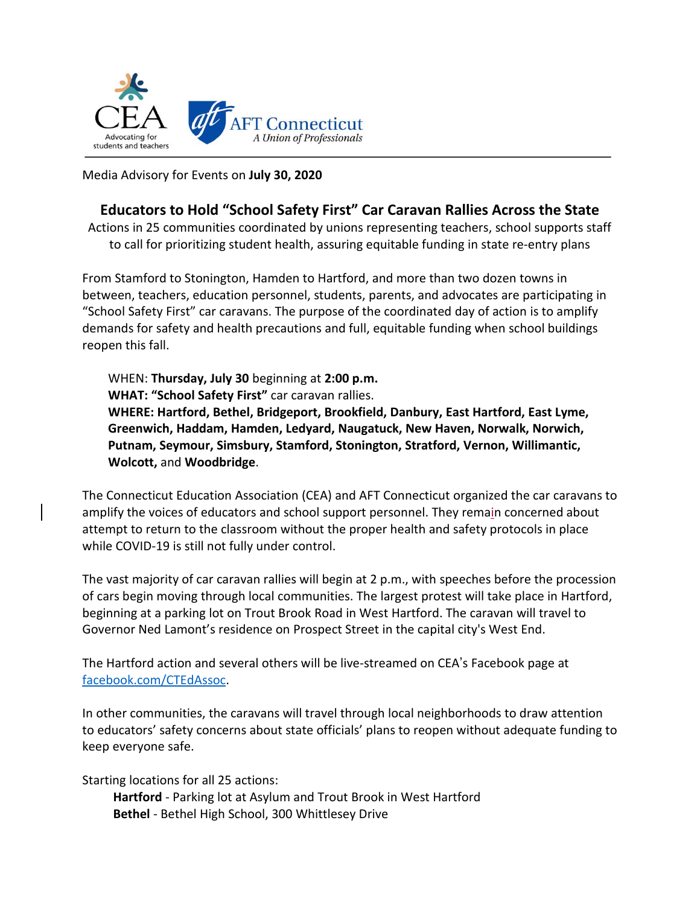CEA
Advocating for students and teachers

AFT Connecticut
*A Union of Professionals*

Media Advisory for Events on **July 30, 2020**

## Educators to Hold "School Safety First" Car Caravan Rallies Across the State

Actions in 25 communities coordinated by unions representing teachers, school supports staff to call for prioritizing student health, assuring equitable funding in state re-entry plans

From Stamford to Stonington, Hamden to Hartford, and more than two dozen towns in between, teachers, education personnel, students, parents, and advocates are participating in "School Safety First" car caravans. The purpose of the coordinated day of action is to amplify demands for safety and health precautions and full, equitable funding when school buildings reopen this fall.

WHEN: **Thursday, July 30** beginning at **2:00 p.m.**
**WHAT: "School Safety First"** car caravan rallies.
**WHERE: Hartford, Bethel, Bridgeport, Brookfield, Danbury, East Hartford, East Lyme, Greenwich, Haddam, Hamden, Ledyard, Naugatuck, New Haven, Norwalk, Norwich, Putnam, Seymour, Simsbury, Stamford, Stonington, Stratford, Vernon, Willimantic, Wolcott,** and **Woodbridge**.

The Connecticut Education Association (CEA) and AFT Connecticut organized the car caravans to amplify the voices of educators and school support personnel. They remain concerned about attempt to return to the classroom without the proper health and safety protocols in place while COVID-19 is still not fully under control.

The vast majority of car caravan rallies will begin at 2 p.m., with speeches before the procession of cars begin moving through local communities. The largest protest will take place in Hartford, beginning at a parking lot on Trout Brook Road in West Hartford. The caravan will travel to Governor Ned Lamont's residence on Prospect Street in the capital city's West End.

The Hartford action and several others will be live-streamed on CEA's Facebook page at facebook.com/CTEdAssoc.

In other communities, the caravans will travel through local neighborhoods to draw attention to educators' safety concerns about state officials' plans to reopen without adequate funding to keep everyone safe.

Starting locations for all 25 actions:

- **Hartford** - Parking lot at Asylum and Trout Brook in West Hartford
- **Bethel** - Bethel High School, 300 Whittlesey Drive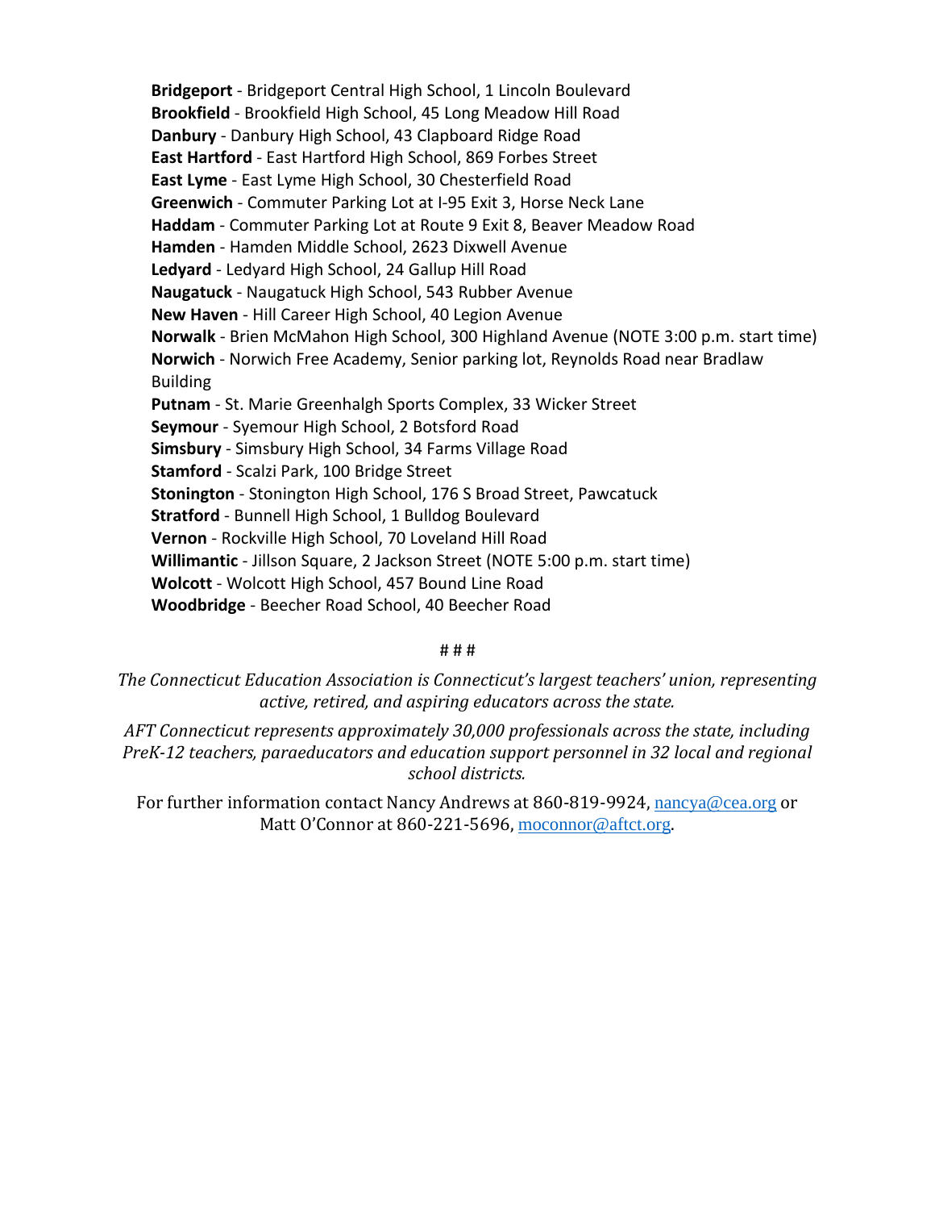**Bridgeport** - Bridgeport Central High School, 1 Lincoln Boulevard
**Brookfield** - Brookfield High School, 45 Long Meadow Hill Road
**Danbury** - Danbury High School, 43 Clapboard Ridge Road
**East Hartford** - East Hartford High School, 869 Forbes Street
**East Lyme** - East Lyme High School, 30 Chesterfield Road
**Greenwich** - Commuter Parking Lot at I-95 Exit 3, Horse Neck Lane
**Haddam** - Commuter Parking Lot at Route 9 Exit 8, Beaver Meadow Road
**Hamden** - Hamden Middle School, 2623 Dixwell Avenue
**Ledyard** - Ledyard High School, 24 Gallup Hill Road
**Naugatuck** - Naugatuck High School, 543 Rubber Avenue
**New Haven** - Hill Career High School, 40 Legion Avenue
**Norwalk** - Brien McMahon High School, 300 Highland Avenue (NOTE 3:00 p.m. start time)
**Norwich** - Norwich Free Academy, Senior parking lot, Reynolds Road near Bradlaw Building
**Putnam** - St. Marie Greenhalgh Sports Complex, 33 Wicker Street
**Seymour** - Syemour High School, 2 Botsford Road
**Simsbury** - Simsbury High School, 34 Farms Village Road
**Stamford** - Scalzi Park, 100 Bridge Street
**Stonington** - Stonington High School, 176 S Broad Street, Pawcatuck
**Stratford** - Bunnell High School, 1 Bulldog Boulevard
**Vernon** - Rockville High School, 70 Loveland Hill Road
**Willimantic** - Jillson Square, 2 Jackson Street (NOTE 5:00 p.m. start time)
**Wolcott** - Wolcott High School, 457 Bound Line Road
**Woodbridge** - Beecher Road School, 40 Beecher Road

# # #

*The Connecticut Education Association is Connecticut's largest teachers' union, representing active, retired, and aspiring educators across the state.*

*AFT Connecticut represents approximately 30,000 professionals across the state, including PreK-12 teachers, paraeducators and education support personnel in 32 local and regional school districts.*

For further information contact Nancy Andrews at 860-819-9924, nancya@cea.org or Matt O'Connor at 860-221-5696, moconnor@aftct.org.